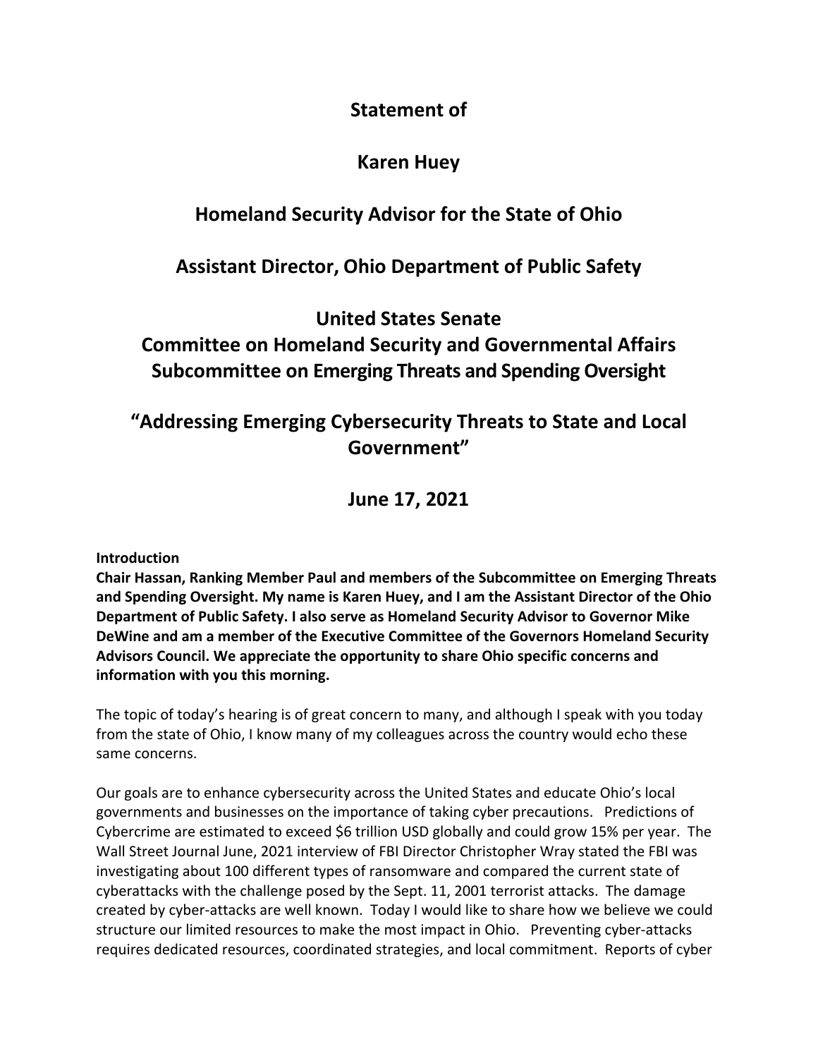# Statement of

# Karen Huey

## Homeland Security Advisor for the State of Ohio

## Assistant Director, Ohio Department of Public Safety

## United States Senate
## Committee on Homeland Security and Governmental Affairs
## Subcommittee on Emerging Threats and Spending Oversight

## "Addressing Emerging Cybersecurity Threats to State and Local Government"

## June 17, 2021

**Introduction**

**Chair Hassan, Ranking Member Paul and members of the Subcommittee on Emerging Threats and Spending Oversight. My name is Karen Huey, and I am the Assistant Director of the Ohio Department of Public Safety. I also serve as Homeland Security Advisor to Governor Mike DeWine and am a member of the Executive Committee of the Governors Homeland Security Advisors Council. We appreciate the opportunity to share Ohio specific concerns and information with you this morning.**

The topic of today's hearing is of great concern to many, and although I speak with you today from the state of Ohio, I know many of my colleagues across the country would echo these same concerns.

Our goals are to enhance cybersecurity across the United States and educate Ohio's local governments and businesses on the importance of taking cyber precautions. Predictions of Cybercrime are estimated to exceed $6 trillion USD globally and could grow 15% per year. The Wall Street Journal June, 2021 interview of FBI Director Christopher Wray stated the FBI was investigating about 100 different types of ransomware and compared the current state of cyberattacks with the challenge posed by the Sept. 11, 2001 terrorist attacks. The damage created by cyber-attacks are well known. Today I would like to share how we believe we could structure our limited resources to make the most impact in Ohio. Preventing cyber-attacks requires dedicated resources, coordinated strategies, and local commitment. Reports of cyber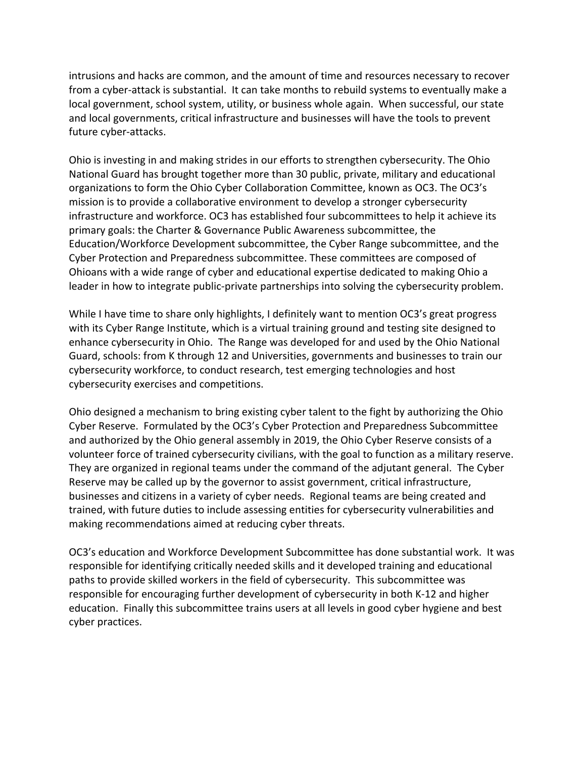intrusions and hacks are common, and the amount of time and resources necessary to recover from a cyber-attack is substantial. It can take months to rebuild systems to eventually make a local government, school system, utility, or business whole again. When successful, our state and local governments, critical infrastructure and businesses will have the tools to prevent future cyber-attacks.

Ohio is investing in and making strides in our efforts to strengthen cybersecurity. The Ohio National Guard has brought together more than 30 public, private, military and educational organizations to form the Ohio Cyber Collaboration Committee, known as OC3. The OC3's mission is to provide a collaborative environment to develop a stronger cybersecurity infrastructure and workforce. OC3 has established four subcommittees to help it achieve its primary goals: the Charter & Governance Public Awareness subcommittee, the Education/Workforce Development subcommittee, the Cyber Range subcommittee, and the Cyber Protection and Preparedness subcommittee. These committees are composed of Ohioans with a wide range of cyber and educational expertise dedicated to making Ohio a leader in how to integrate public-private partnerships into solving the cybersecurity problem.

While I have time to share only highlights, I definitely want to mention OC3's great progress with its Cyber Range Institute, which is a virtual training ground and testing site designed to enhance cybersecurity in Ohio. The Range was developed for and used by the Ohio National Guard, schools: from K through 12 and Universities, governments and businesses to train our cybersecurity workforce, to conduct research, test emerging technologies and host cybersecurity exercises and competitions.

Ohio designed a mechanism to bring existing cyber talent to the fight by authorizing the Ohio Cyber Reserve. Formulated by the OC3's Cyber Protection and Preparedness Subcommittee and authorized by the Ohio general assembly in 2019, the Ohio Cyber Reserve consists of a volunteer force of trained cybersecurity civilians, with the goal to function as a military reserve. They are organized in regional teams under the command of the adjutant general. The Cyber Reserve may be called up by the governor to assist government, critical infrastructure, businesses and citizens in a variety of cyber needs. Regional teams are being created and trained, with future duties to include assessing entities for cybersecurity vulnerabilities and making recommendations aimed at reducing cyber threats.

OC3's education and Workforce Development Subcommittee has done substantial work. It was responsible for identifying critically needed skills and it developed training and educational paths to provide skilled workers in the field of cybersecurity. This subcommittee was responsible for encouraging further development of cybersecurity in both K-12 and higher education. Finally this subcommittee trains users at all levels in good cyber hygiene and best cyber practices.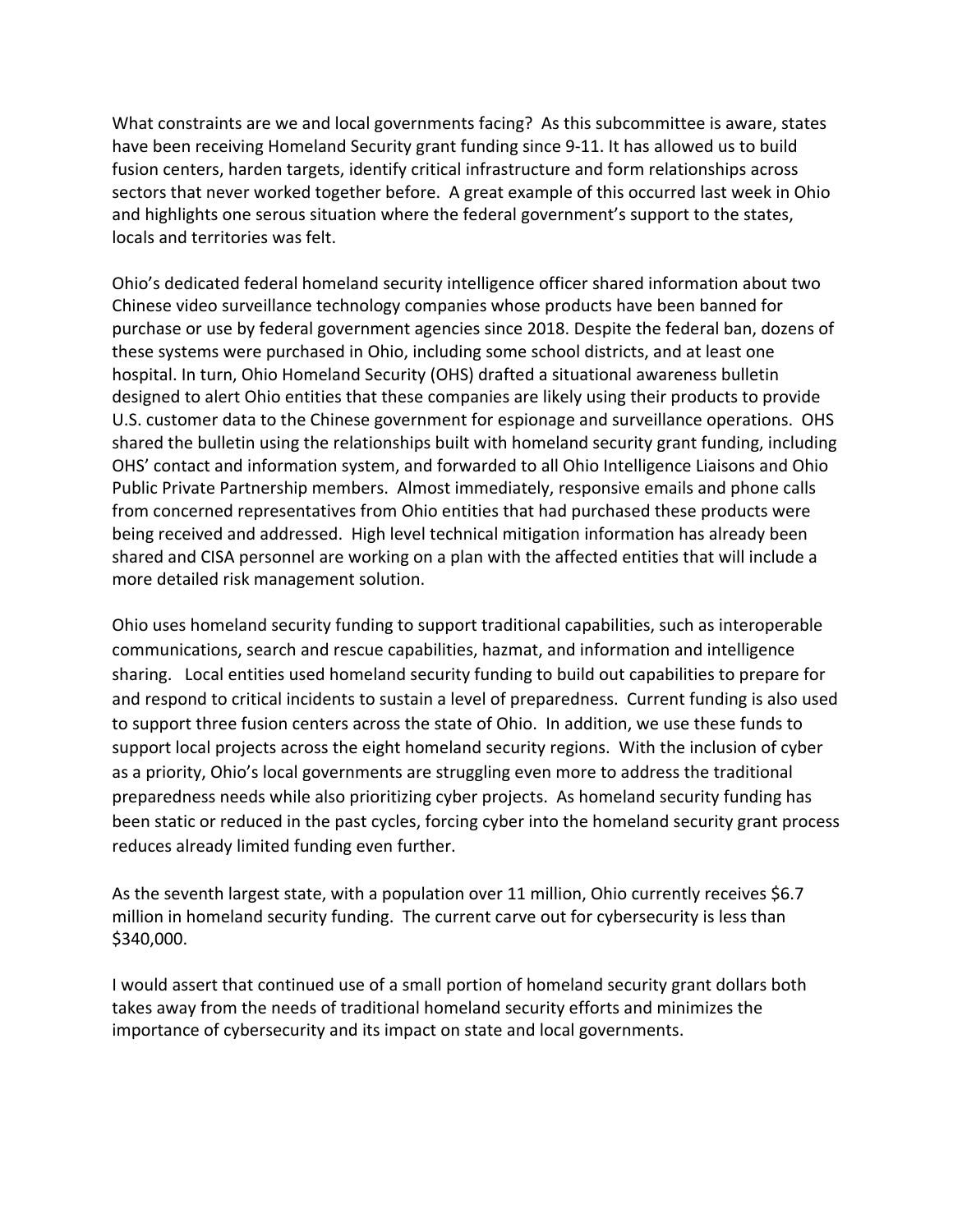What constraints are we and local governments facing? As this subcommittee is aware, states have been receiving Homeland Security grant funding since 9-11. It has allowed us to build fusion centers, harden targets, identify critical infrastructure and form relationships across sectors that never worked together before. A great example of this occurred last week in Ohio and highlights one serous situation where the federal government's support to the states, locals and territories was felt.

Ohio's dedicated federal homeland security intelligence officer shared information about two Chinese video surveillance technology companies whose products have been banned for purchase or use by federal government agencies since 2018. Despite the federal ban, dozens of these systems were purchased in Ohio, including some school districts, and at least one hospital. In turn, Ohio Homeland Security (OHS) drafted a situational awareness bulletin designed to alert Ohio entities that these companies are likely using their products to provide U.S. customer data to the Chinese government for espionage and surveillance operations. OHS shared the bulletin using the relationships built with homeland security grant funding, including OHS' contact and information system, and forwarded to all Ohio Intelligence Liaisons and Ohio Public Private Partnership members. Almost immediately, responsive emails and phone calls from concerned representatives from Ohio entities that had purchased these products were being received and addressed. High level technical mitigation information has already been shared and CISA personnel are working on a plan with the affected entities that will include a more detailed risk management solution.

Ohio uses homeland security funding to support traditional capabilities, such as interoperable communications, search and rescue capabilities, hazmat, and information and intelligence sharing. Local entities used homeland security funding to build out capabilities to prepare for and respond to critical incidents to sustain a level of preparedness. Current funding is also used to support three fusion centers across the state of Ohio. In addition, we use these funds to support local projects across the eight homeland security regions. With the inclusion of cyber as a priority, Ohio's local governments are struggling even more to address the traditional preparedness needs while also prioritizing cyber projects. As homeland security funding has been static or reduced in the past cycles, forcing cyber into the homeland security grant process reduces already limited funding even further.

As the seventh largest state, with a population over 11 million, Ohio currently receives $6.7 million in homeland security funding. The current carve out for cybersecurity is less than $340,000.

I would assert that continued use of a small portion of homeland security grant dollars both takes away from the needs of traditional homeland security efforts and minimizes the importance of cybersecurity and its impact on state and local governments.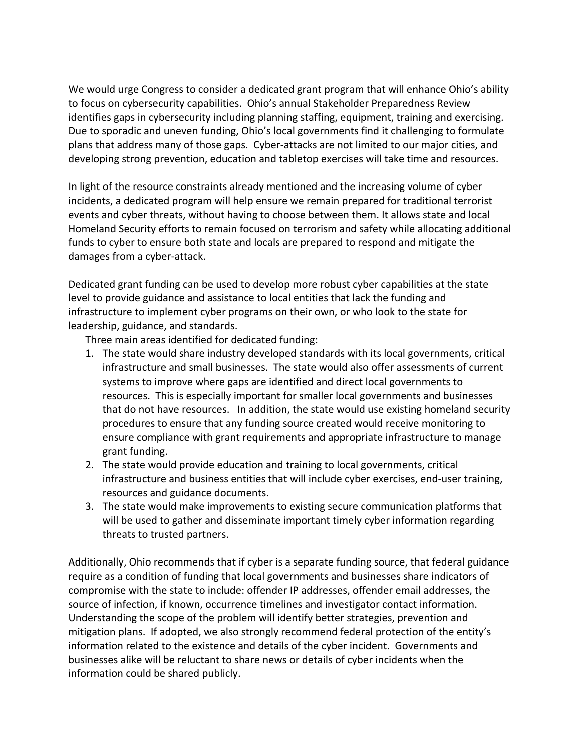We would urge Congress to consider a dedicated grant program that will enhance Ohio's ability to focus on cybersecurity capabilities. Ohio's annual Stakeholder Preparedness Review identifies gaps in cybersecurity including planning staffing, equipment, training and exercising. Due to sporadic and uneven funding, Ohio's local governments find it challenging to formulate plans that address many of those gaps. Cyber-attacks are not limited to our major cities, and developing strong prevention, education and tabletop exercises will take time and resources.

In light of the resource constraints already mentioned and the increasing volume of cyber incidents, a dedicated program will help ensure we remain prepared for traditional terrorist events and cyber threats, without having to choose between them. It allows state and local Homeland Security efforts to remain focused on terrorism and safety while allocating additional funds to cyber to ensure both state and locals are prepared to respond and mitigate the damages from a cyber-attack.

Dedicated grant funding can be used to develop more robust cyber capabilities at the state level to provide guidance and assistance to local entities that lack the funding and infrastructure to implement cyber programs on their own, or who look to the state for leadership, guidance, and standards.

Three main areas identified for dedicated funding:

1. The state would share industry developed standards with its local governments, critical infrastructure and small businesses. The state would also offer assessments of current systems to improve where gaps are identified and direct local governments to resources. This is especially important for smaller local governments and businesses that do not have resources. In addition, the state would use existing homeland security procedures to ensure that any funding source created would receive monitoring to ensure compliance with grant requirements and appropriate infrastructure to manage grant funding.
2. The state would provide education and training to local governments, critical infrastructure and business entities that will include cyber exercises, end-user training, resources and guidance documents.
3. The state would make improvements to existing secure communication platforms that will be used to gather and disseminate important timely cyber information regarding threats to trusted partners.

Additionally, Ohio recommends that if cyber is a separate funding source, that federal guidance require as a condition of funding that local governments and businesses share indicators of compromise with the state to include: offender IP addresses, offender email addresses, the source of infection, if known, occurrence timelines and investigator contact information. Understanding the scope of the problem will identify better strategies, prevention and mitigation plans. If adopted, we also strongly recommend federal protection of the entity's information related to the existence and details of the cyber incident. Governments and businesses alike will be reluctant to share news or details of cyber incidents when the information could be shared publicly.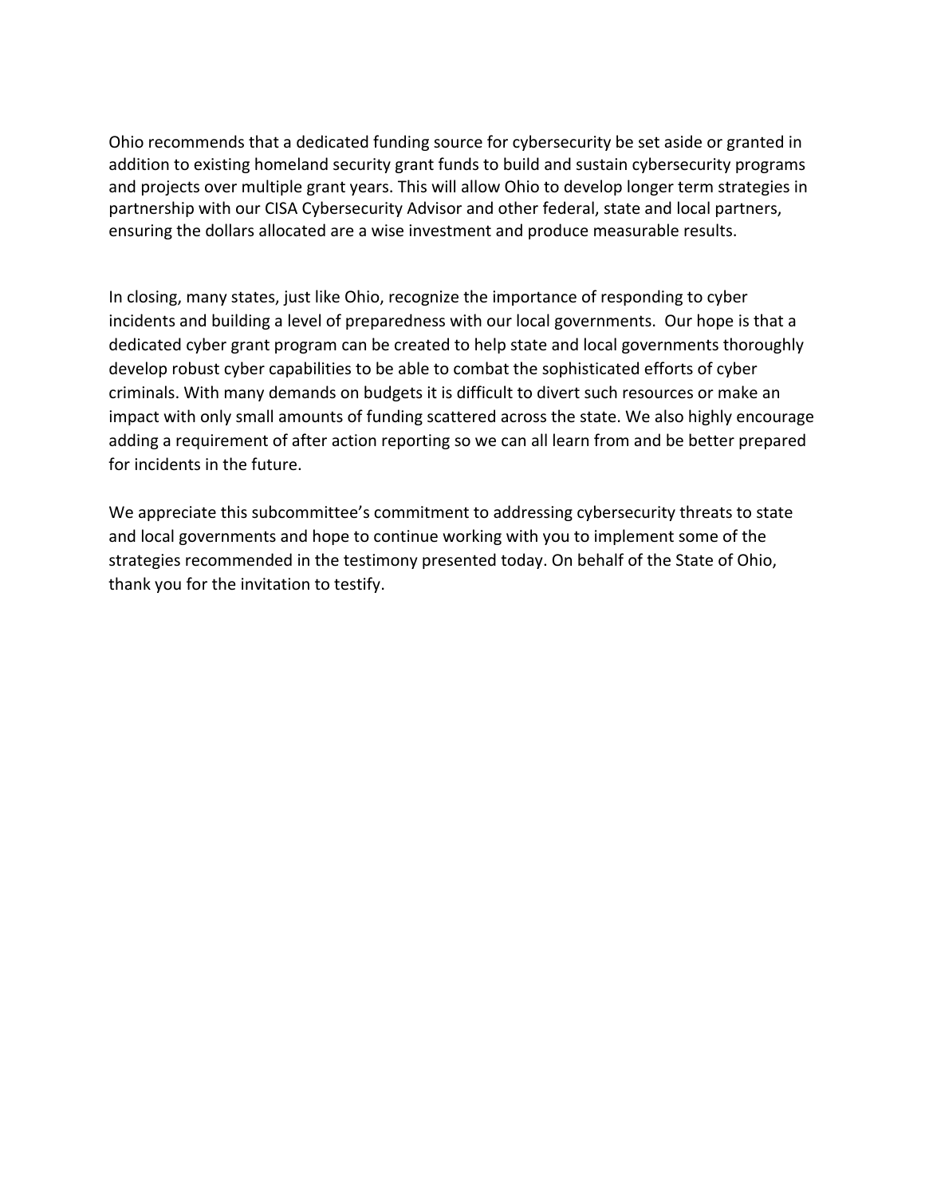Ohio recommends that a dedicated funding source for cybersecurity be set aside or granted in addition to existing homeland security grant funds to build and sustain cybersecurity programs and projects over multiple grant years. This will allow Ohio to develop longer term strategies in partnership with our CISA Cybersecurity Advisor and other federal, state and local partners, ensuring the dollars allocated are a wise investment and produce measurable results.

In closing, many states, just like Ohio, recognize the importance of responding to cyber incidents and building a level of preparedness with our local governments. Our hope is that a dedicated cyber grant program can be created to help state and local governments thoroughly develop robust cyber capabilities to be able to combat the sophisticated efforts of cyber criminals. With many demands on budgets it is difficult to divert such resources or make an impact with only small amounts of funding scattered across the state. We also highly encourage adding a requirement of after action reporting so we can all learn from and be better prepared for incidents in the future.

We appreciate this subcommittee's commitment to addressing cybersecurity threats to state and local governments and hope to continue working with you to implement some of the strategies recommended in the testimony presented today. On behalf of the State of Ohio, thank you for the invitation to testify.